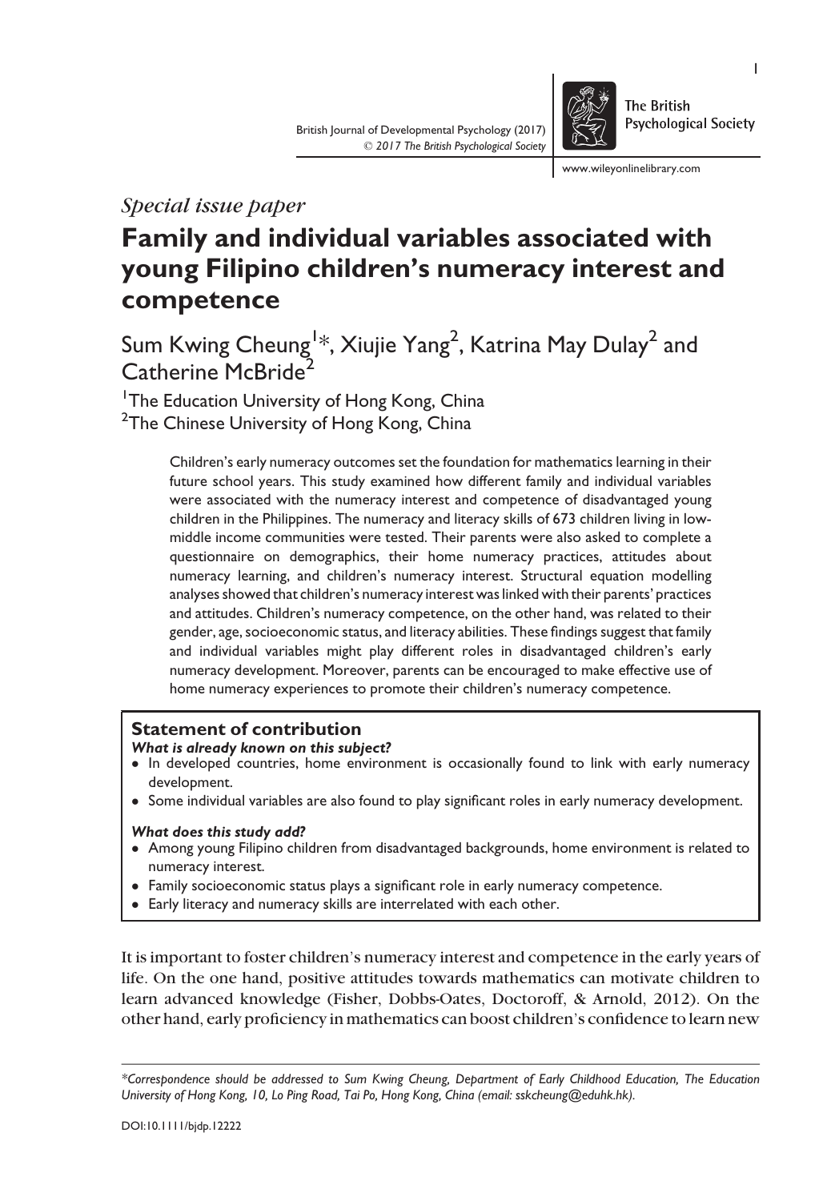*Special issue paper*

# Family and individual variables associated with young Filipino children's numeracy interest and competence

Sum Kwing Cheung[1]*, Xiujie Yang[2], Katrina May Dulay[2] and Catherine McBride[2]

[1]The Education University of Hong Kong, China
[2]The Chinese University of Hong Kong, China

Children's early numeracy outcomes set the foundation for mathematics learning in their future school years. This study examined how different family and individual variables were associated with the numeracy interest and competence of disadvantaged young children in the Philippines. The numeracy and literacy skills of 673 children living in low-middle income communities were tested. Their parents were also asked to complete a questionnaire on demographics, their home numeracy practices, attitudes about numeracy learning, and children's numeracy interest. Structural equation modelling analyses showed that children's numeracy interest was linked with their parents' practices and attitudes. Children's numeracy competence, on the other hand, was related to their gender, age, socioeconomic status, and literacy abilities. These findings suggest that family and individual variables might play different roles in disadvantaged children's early numeracy development. Moreover, parents can be encouraged to make effective use of home numeracy experiences to promote their children's numeracy competence.

### Statement of contribution

***What is already known on this subject?***

- In developed countries, home environment is occasionally found to link with early numeracy development.
- Some individual variables are also found to play significant roles in early numeracy development.

***What does this study add?***

- Among young Filipino children from disadvantaged backgrounds, home environment is related to numeracy interest.
- Family socioeconomic status plays a significant role in early numeracy competence.
- Early literacy and numeracy skills are interrelated with each other.

It is important to foster children's numeracy interest and competence in the early years of life. On the one hand, positive attitudes towards mathematics can motivate children to learn advanced knowledge (Fisher, Dobbs-Oates, Doctoroff, & Arnold, 2012). On the other hand, early proficiency in mathematics can boost children's confidence to learn new

*Correspondence should be addressed to Sum Kwing Cheung, Department of Early Childhood Education, The Education University of Hong Kong, 10, Lo Ping Road, Tai Po, Hong Kong, China (email: sskcheung@eduhk.hk).*

DOI:10.1111/bjdp.12222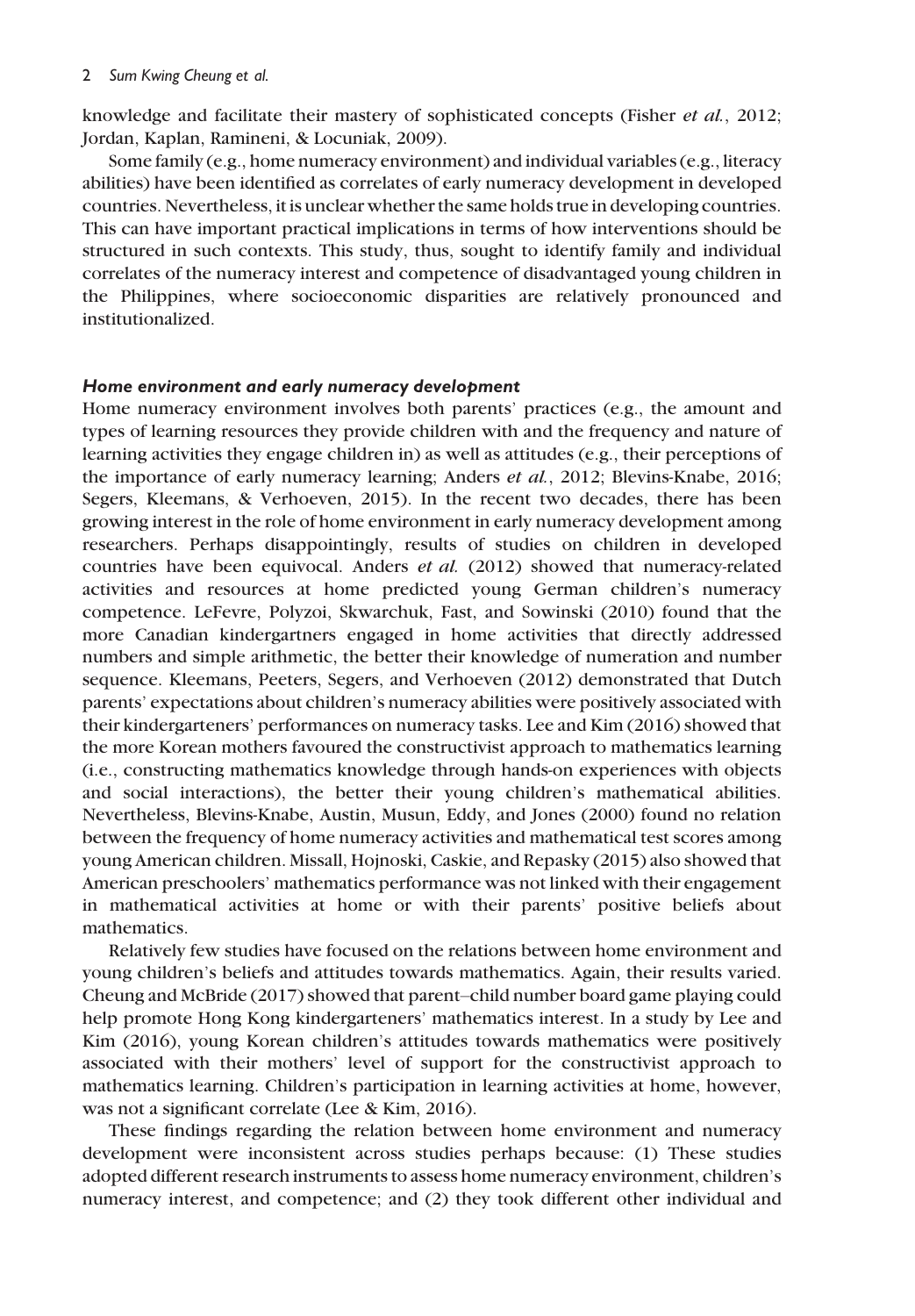knowledge and facilitate their mastery of sophisticated concepts (Fisher *et al.*, 2012; Jordan, Kaplan, Ramineni, & Locuniak, 2009).

Some family (e.g., home numeracy environment) and individual variables (e.g., literacy abilities) have been identified as correlates of early numeracy development in developed countries. Nevertheless, it is unclear whether the same holds true in developing countries. This can have important practical implications in terms of how interventions should be structured in such contexts. This study, thus, sought to identify family and individual correlates of the numeracy interest and competence of disadvantaged young children in the Philippines, where socioeconomic disparities are relatively pronounced and institutionalized.

### *Home environment and early numeracy development*

Home numeracy environment involves both parents' practices (e.g., the amount and types of learning resources they provide children with and the frequency and nature of learning activities they engage children in) as well as attitudes (e.g., their perceptions of the importance of early numeracy learning; Anders *et al.*, 2012; Blevins-Knabe, 2016; Segers, Kleemans, & Verhoeven, 2015). In the recent two decades, there has been growing interest in the role of home environment in early numeracy development among researchers. Perhaps disappointingly, results of studies on children in developed countries have been equivocal. Anders *et al.* (2012) showed that numeracy-related activities and resources at home predicted young German children's numeracy competence. LeFevre, Polyzoi, Skwarchuk, Fast, and Sowinski (2010) found that the more Canadian kindergartners engaged in home activities that directly addressed numbers and simple arithmetic, the better their knowledge of numeration and number sequence. Kleemans, Peeters, Segers, and Verhoeven (2012) demonstrated that Dutch parents' expectations about children's numeracy abilities were positively associated with their kindergarteners' performances on numeracy tasks. Lee and Kim (2016) showed that the more Korean mothers favoured the constructivist approach to mathematics learning (i.e., constructing mathematics knowledge through hands-on experiences with objects and social interactions), the better their young children's mathematical abilities. Nevertheless, Blevins-Knabe, Austin, Musun, Eddy, and Jones (2000) found no relation between the frequency of home numeracy activities and mathematical test scores among young American children. Missall, Hojnoski, Caskie, and Repasky (2015) also showed that American preschoolers' mathematics performance was not linked with their engagement in mathematical activities at home or with their parents' positive beliefs about mathematics.

Relatively few studies have focused on the relations between home environment and young children's beliefs and attitudes towards mathematics. Again, their results varied. Cheung and McBride (2017) showed that parent–child number board game playing could help promote Hong Kong kindergarteners' mathematics interest. In a study by Lee and Kim (2016), young Korean children's attitudes towards mathematics were positively associated with their mothers' level of support for the constructivist approach to mathematics learning. Children's participation in learning activities at home, however, was not a significant correlate (Lee & Kim, 2016).

These findings regarding the relation between home environment and numeracy development were inconsistent across studies perhaps because: (1) These studies adopted different research instruments to assess home numeracy environment, children's numeracy interest, and competence; and (2) they took different other individual and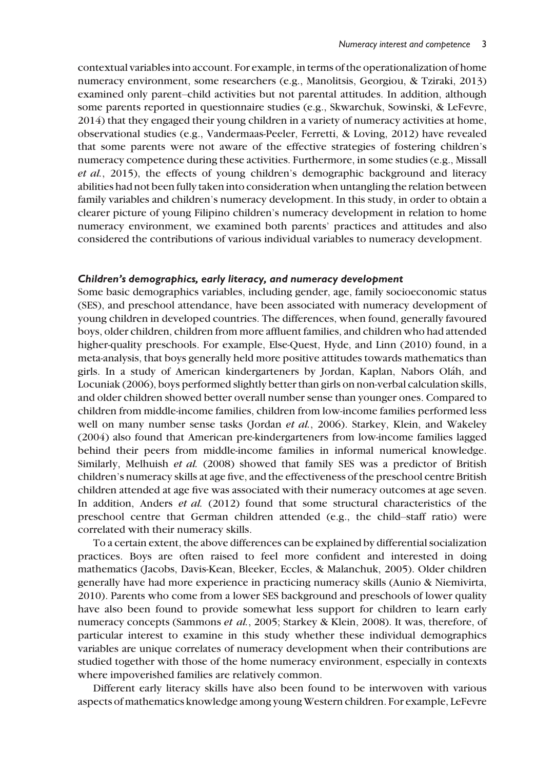contextual variables into account. For example, in terms of the operationalization of home numeracy environment, some researchers (e.g., Manolitsis, Georgiou, & Tziraki, 2013) examined only parent–child activities but not parental attitudes. In addition, although some parents reported in questionnaire studies (e.g., Skwarchuk, Sowinski, & LeFevre, 2014) that they engaged their young children in a variety of numeracy activities at home, observational studies (e.g., Vandermaas-Peeler, Ferretti, & Loving, 2012) have revealed that some parents were not aware of the effective strategies of fostering children's numeracy competence during these activities. Furthermore, in some studies (e.g., Missall *et al.*, 2015), the effects of young children's demographic background and literacy abilities had not been fully taken into consideration when untangling the relation between family variables and children's numeracy development. In this study, in order to obtain a clearer picture of young Filipino children's numeracy development in relation to home numeracy environment, we examined both parents' practices and attitudes and also considered the contributions of various individual variables to numeracy development.

### *Children's demographics, early literacy, and numeracy development*

Some basic demographics variables, including gender, age, family socioeconomic status (SES), and preschool attendance, have been associated with numeracy development of young children in developed countries. The differences, when found, generally favoured boys, older children, children from more affluent families, and children who had attended higher-quality preschools. For example, Else-Quest, Hyde, and Linn (2010) found, in a meta-analysis, that boys generally held more positive attitudes towards mathematics than girls. In a study of American kindergarteners by Jordan, Kaplan, Nabors Oláh, and Locuniak (2006), boys performed slightly better than girls on non-verbal calculation skills, and older children showed better overall number sense than younger ones. Compared to children from middle-income families, children from low-income families performed less well on many number sense tasks (Jordan *et al.*, 2006). Starkey, Klein, and Wakeley (2004) also found that American pre-kindergarteners from low-income families lagged behind their peers from middle-income families in informal numerical knowledge. Similarly, Melhuish *et al.* (2008) showed that family SES was a predictor of British children's numeracy skills at age five, and the effectiveness of the preschool centre British children attended at age five was associated with their numeracy outcomes at age seven. In addition, Anders *et al.* (2012) found that some structural characteristics of the preschool centre that German children attended (e.g., the child–staff ratio) were correlated with their numeracy skills.

To a certain extent, the above differences can be explained by differential socialization practices. Boys are often raised to feel more confident and interested in doing mathematics (Jacobs, Davis-Kean, Bleeker, Eccles, & Malanchuk, 2005). Older children generally have had more experience in practicing numeracy skills (Aunio & Niemivirta, 2010). Parents who come from a lower SES background and preschools of lower quality have also been found to provide somewhat less support for children to learn early numeracy concepts (Sammons *et al.*, 2005; Starkey & Klein, 2008). It was, therefore, of particular interest to examine in this study whether these individual demographics variables are unique correlates of numeracy development when their contributions are studied together with those of the home numeracy environment, especially in contexts where impoverished families are relatively common.

Different early literacy skills have also been found to be interwoven with various aspects of mathematics knowledge among young Western children. For example, LeFevre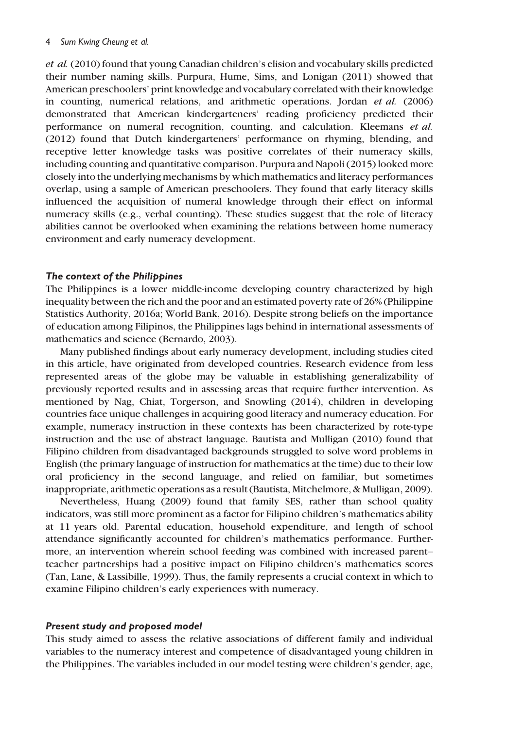*et al.* (2010) found that young Canadian children's elision and vocabulary skills predicted their number naming skills. Purpura, Hume, Sims, and Lonigan (2011) showed that American preschoolers' print knowledge and vocabulary correlated with their knowledge in counting, numerical relations, and arithmetic operations. Jordan *et al.* (2006) demonstrated that American kindergarteners' reading proficiency predicted their performance on numeral recognition, counting, and calculation. Kleemans *et al.* (2012) found that Dutch kindergarteners' performance on rhyming, blending, and receptive letter knowledge tasks was positive correlates of their numeracy skills, including counting and quantitative comparison. Purpura and Napoli (2015) looked more closely into the underlying mechanisms by which mathematics and literacy performances overlap, using a sample of American preschoolers. They found that early literacy skills influenced the acquisition of numeral knowledge through their effect on informal numeracy skills (e.g., verbal counting). These studies suggest that the role of literacy abilities cannot be overlooked when examining the relations between home numeracy environment and early numeracy development.

### *The context of the Philippines*

The Philippines is a lower middle-income developing country characterized by high inequality between the rich and the poor and an estimated poverty rate of 26% (Philippine Statistics Authority, 2016a; World Bank, 2016). Despite strong beliefs on the importance of education among Filipinos, the Philippines lags behind in international assessments of mathematics and science (Bernardo, 2003).

Many published findings about early numeracy development, including studies cited in this article, have originated from developed countries. Research evidence from less represented areas of the globe may be valuable in establishing generalizability of previously reported results and in assessing areas that require further intervention. As mentioned by Nag, Chiat, Torgerson, and Snowling (2014), children in developing countries face unique challenges in acquiring good literacy and numeracy education. For example, numeracy instruction in these contexts has been characterized by rote-type instruction and the use of abstract language. Bautista and Mulligan (2010) found that Filipino children from disadvantaged backgrounds struggled to solve word problems in English (the primary language of instruction for mathematics at the time) due to their low oral proficiency in the second language, and relied on familiar, but sometimes inappropriate, arithmetic operations as a result (Bautista, Mitchelmore, & Mulligan, 2009).

Nevertheless, Huang (2009) found that family SES, rather than school quality indicators, was still more prominent as a factor for Filipino children's mathematics ability at 11 years old. Parental education, household expenditure, and length of school attendance significantly accounted for children's mathematics performance. Furthermore, an intervention wherein school feeding was combined with increased parent–teacher partnerships had a positive impact on Filipino children's mathematics scores (Tan, Lane, & Lassibille, 1999). Thus, the family represents a crucial context in which to examine Filipino children's early experiences with numeracy.

### *Present study and proposed model*

This study aimed to assess the relative associations of different family and individual variables to the numeracy interest and competence of disadvantaged young children in the Philippines. The variables included in our model testing were children's gender, age,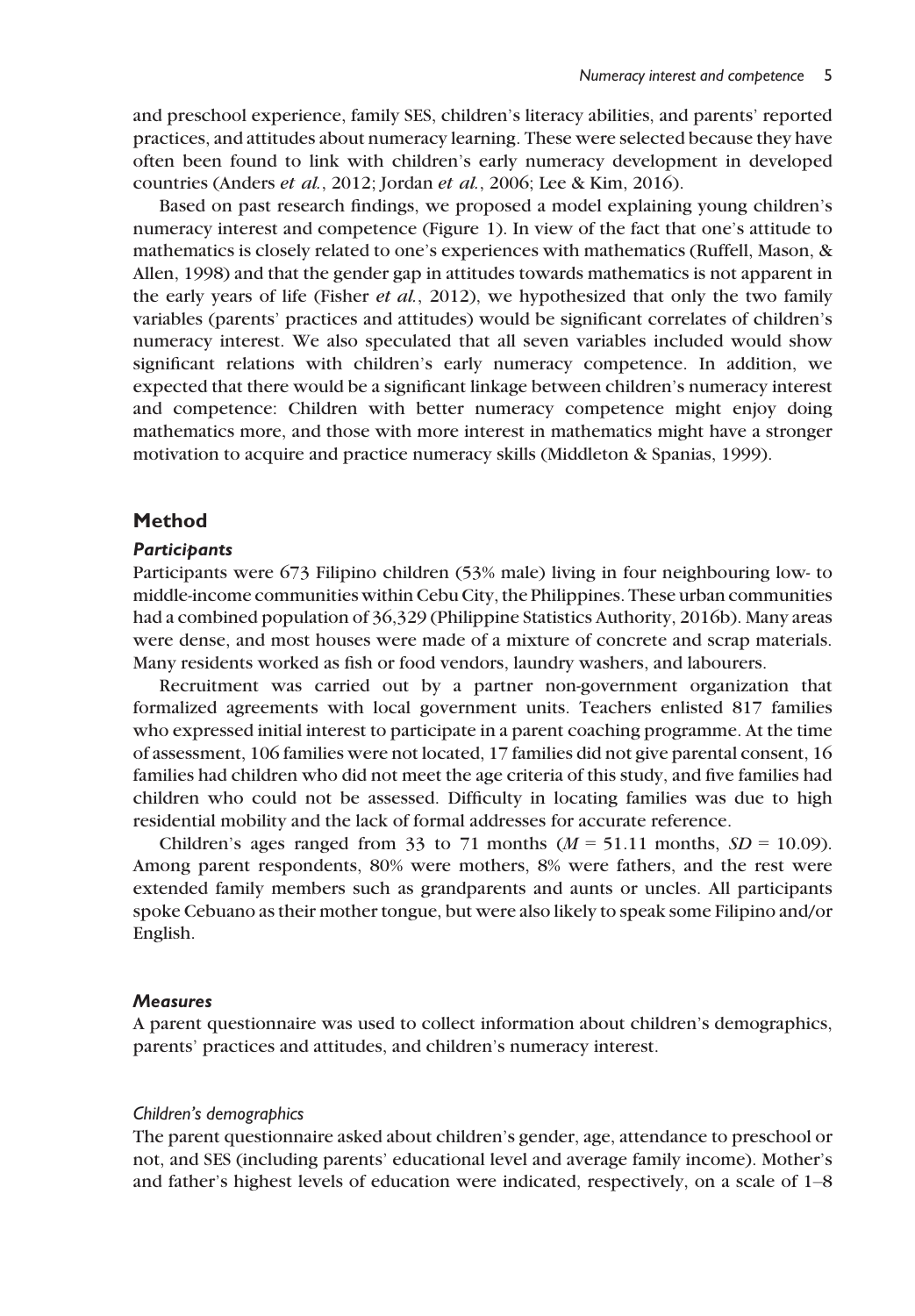and preschool experience, family SES, children's literacy abilities, and parents' reported practices, and attitudes about numeracy learning. These were selected because they have often been found to link with children's early numeracy development in developed countries (Anders *et al.*, 2012; Jordan *et al.*, 2006; Lee & Kim, 2016).

Based on past research findings, we proposed a model explaining young children's numeracy interest and competence (Figure 1). In view of the fact that one's attitude to mathematics is closely related to one's experiences with mathematics (Ruffell, Mason, & Allen, 1998) and that the gender gap in attitudes towards mathematics is not apparent in the early years of life (Fisher *et al.*, 2012), we hypothesized that only the two family variables (parents' practices and attitudes) would be significant correlates of children's numeracy interest. We also speculated that all seven variables included would show significant relations with children's early numeracy competence. In addition, we expected that there would be a significant linkage between children's numeracy interest and competence: Children with better numeracy competence might enjoy doing mathematics more, and those with more interest in mathematics might have a stronger motivation to acquire and practice numeracy skills (Middleton & Spanias, 1999).

## Method

### Participants

Participants were 673 Filipino children (53% male) living in four neighbouring low- to middle-income communities within Cebu City, the Philippines. These urban communities had a combined population of 36,329 (Philippine Statistics Authority, 2016b). Many areas were dense, and most houses were made of a mixture of concrete and scrap materials. Many residents worked as fish or food vendors, laundry washers, and labourers.

Recruitment was carried out by a partner non-government organization that formalized agreements with local government units. Teachers enlisted 817 families who expressed initial interest to participate in a parent coaching programme. At the time of assessment, 106 families were not located, 17 families did not give parental consent, 16 families had children who did not meet the age criteria of this study, and five families had children who could not be assessed. Difficulty in locating families was due to high residential mobility and the lack of formal addresses for accurate reference.

Children's ages ranged from 33 to 71 months ($M$ = 51.11 months, $SD$ = 10.09). Among parent respondents, 80% were mothers, 8% were fathers, and the rest were extended family members such as grandparents and aunts or uncles. All participants spoke Cebuano as their mother tongue, but were also likely to speak some Filipino and/or English.

### Measures

A parent questionnaire was used to collect information about children's demographics, parents' practices and attitudes, and children's numeracy interest.

#### *Children's demographics*

The parent questionnaire asked about children's gender, age, attendance to preschool or not, and SES (including parents' educational level and average family income). Mother's and father's highest levels of education were indicated, respectively, on a scale of 1–8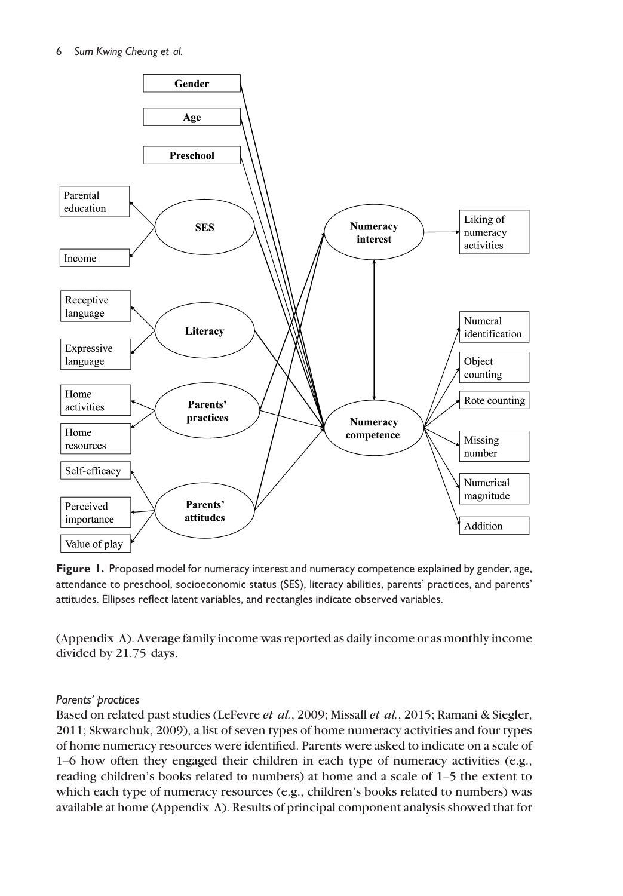**Figure 1.** Proposed model for numeracy interest and numeracy competence explained by gender, age, attendance to preschool, socioeconomic status (SES), literacy abilities, parents' practices, and parents' attitudes. Ellipses reflect latent variables, and rectangles indicate observed variables.

(Appendix A). Average family income was reported as daily income or as monthly income divided by 21.75 days.

### *Parents' practices*

Based on related past studies (LeFevre *et al.*, 2009; Missall *et al.*, 2015; Ramani & Siegler, 2011; Skwarchuk, 2009), a list of seven types of home numeracy activities and four types of home numeracy resources were identified. Parents were asked to indicate on a scale of 1–6 how often they engaged their children in each type of numeracy activities (e.g., reading children's books related to numbers) at home and a scale of 1–5 the extent to which each type of numeracy resources (e.g., children's books related to numbers) was available at home (Appendix A). Results of principal component analysis showed that for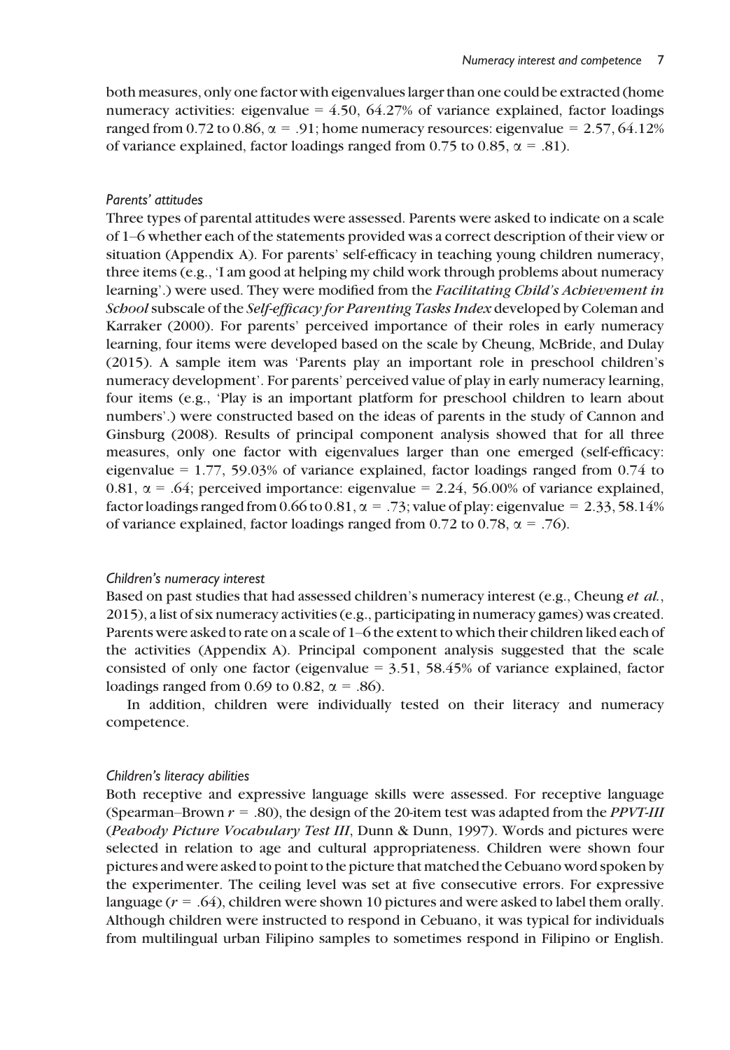both measures, only one factor with eigenvalues larger than one could be extracted (home numeracy activities: eigenvalue = 4.50, 64.27% of variance explained, factor loadings ranged from 0.72 to 0.86, $\alpha$ = .91; home numeracy resources: eigenvalue = 2.57, 64.12% of variance explained, factor loadings ranged from 0.75 to 0.85, $\alpha$ = .81).

### *Parents' attitudes*

Three types of parental attitudes were assessed. Parents were asked to indicate on a scale of 1–6 whether each of the statements provided was a correct description of their view or situation (Appendix A). For parents' self-efficacy in teaching young children numeracy, three items (e.g., 'I am good at helping my child work through problems about numeracy learning'.) were used. They were modified from the ***Facilitating Child's Achievement in School*** subscale of the ***Self-efficacy for Parenting Tasks Index*** developed by Coleman and Karraker (2000). For parents' perceived importance of their roles in early numeracy learning, four items were developed based on the scale by Cheung, McBride, and Dulay (2015). A sample item was 'Parents play an important role in preschool children's numeracy development'. For parents' perceived value of play in early numeracy learning, four items (e.g., 'Play is an important platform for preschool children to learn about numbers'.) were constructed based on the ideas of parents in the study of Cannon and Ginsburg (2008). Results of principal component analysis showed that for all three measures, only one factor with eigenvalues larger than one emerged (self-efficacy: eigenvalue = 1.77, 59.03% of variance explained, factor loadings ranged from 0.74 to 0.81, $\alpha$ = .64; perceived importance: eigenvalue = 2.24, 56.00% of variance explained, factor loadings ranged from 0.66 to 0.81, $\alpha$ = .73; value of play: eigenvalue = 2.33, 58.14% of variance explained, factor loadings ranged from 0.72 to 0.78, $\alpha$ = .76).

### *Children's numeracy interest*

Based on past studies that had assessed children's numeracy interest (e.g., Cheung *et al.*, 2015), a list of six numeracy activities (e.g., participating in numeracy games) was created. Parents were asked to rate on a scale of 1–6 the extent to which their children liked each of the activities (Appendix A). Principal component analysis suggested that the scale consisted of only one factor (eigenvalue = 3.51, 58.45% of variance explained, factor loadings ranged from 0.69 to 0.82, $\alpha$ = .86).

In addition, children were individually tested on their literacy and numeracy competence.

### *Children's literacy abilities*

Both receptive and expressive language skills were assessed. For receptive language (Spearman–Brown $r$ = .80), the design of the 20-item test was adapted from the ***PPVT-III*** (***Peabody Picture Vocabulary Test III***, Dunn & Dunn, 1997). Words and pictures were selected in relation to age and cultural appropriateness. Children were shown four pictures and were asked to point to the picture that matched the Cebuano word spoken by the experimenter. The ceiling level was set at five consecutive errors. For expressive language ($r$ = .64), children were shown 10 pictures and were asked to label them orally. Although children were instructed to respond in Cebuano, it was typical for individuals from multilingual urban Filipino samples to sometimes respond in Filipino or English.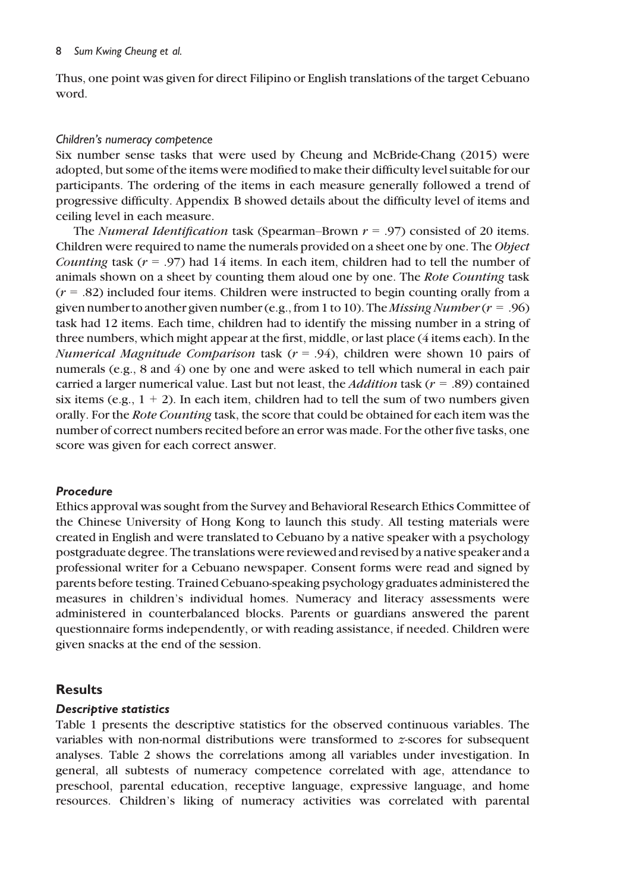Thus, one point was given for direct Filipino or English translations of the target Cebuano word.

#### *Children's numeracy competence*

Six number sense tasks that were used by Cheung and McBride-Chang (2015) were adopted, but some of the items were modified to make their difficulty level suitable for our participants. The ordering of the items in each measure generally followed a trend of progressive difficulty. Appendix B showed details about the difficulty level of items and ceiling level in each measure.

The *Numeral Identification* task (Spearman–Brown $r$ = .97) consisted of 20 items. Children were required to name the numerals provided on a sheet one by one. The *Object Counting* task ($r$ = .97) had 14 items. In each item, children had to tell the number of animals shown on a sheet by counting them aloud one by one. The *Rote Counting* task ($r$ = .82) included four items. Children were instructed to begin counting orally from a given number to another given number (e.g., from 1 to 10). The *Missing Number* ($r$ = .96) task had 12 items. Each time, children had to identify the missing number in a string of three numbers, which might appear at the first, middle, or last place (4 items each). In the *Numerical Magnitude Comparison* task ($r$ = .94), children were shown 10 pairs of numerals (e.g., 8 and 4) one by one and were asked to tell which numeral in each pair carried a larger numerical value. Last but not least, the *Addition* task ($r$ = .89) contained six items (e.g., 1 + 2). In each item, children had to tell the sum of two numbers given orally. For the *Rote Counting* task, the score that could be obtained for each item was the number of correct numbers recited before an error was made. For the other five tasks, one score was given for each correct answer.

### *Procedure*

Ethics approval was sought from the Survey and Behavioral Research Ethics Committee of the Chinese University of Hong Kong to launch this study. All testing materials were created in English and were translated to Cebuano by a native speaker with a psychology postgraduate degree. The translations were reviewed and revised by a native speaker and a professional writer for a Cebuano newspaper. Consent forms were read and signed by parents before testing. Trained Cebuano-speaking psychology graduates administered the measures in children's individual homes. Numeracy and literacy assessments were administered in counterbalanced blocks. Parents or guardians answered the parent questionnaire forms independently, or with reading assistance, if needed. Children were given snacks at the end of the session.

## Results

### *Descriptive statistics*

Table 1 presents the descriptive statistics for the observed continuous variables. The variables with non-normal distributions were transformed to $z$-scores for subsequent analyses. Table 2 shows the correlations among all variables under investigation. In general, all subtests of numeracy competence correlated with age, attendance to preschool, parental education, receptive language, expressive language, and home resources. Children's liking of numeracy activities was correlated with parental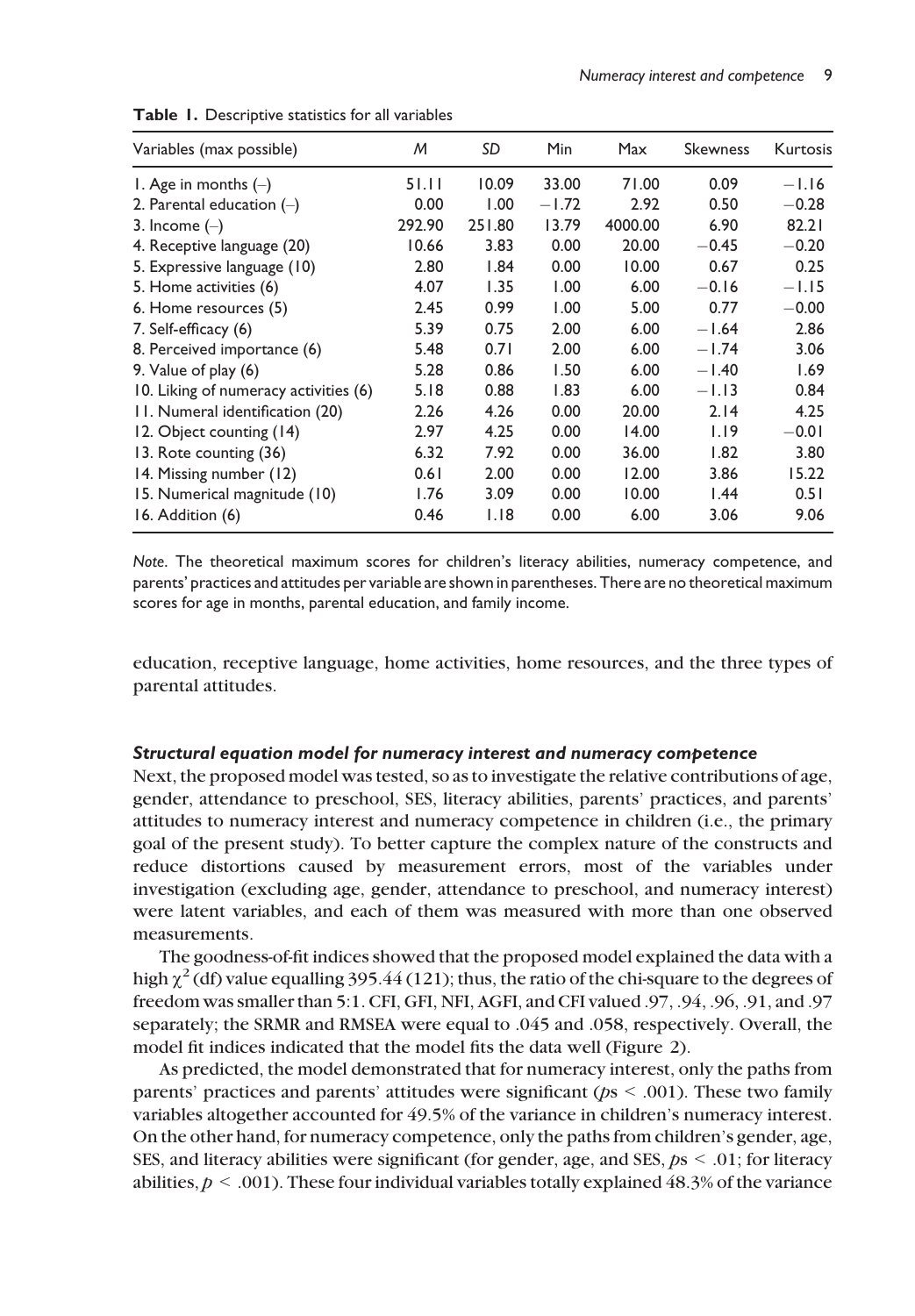**Table 1.** Descriptive statistics for all variables

| Variables (max possible) | *M* | *SD* | Min | Max | Skewness | Kurtosis |
|---|---|---|---|---|---|---|
| 1. Age in months (–) | 51.11 | 10.09 | 33.00 | 71.00 | 0.09 | −1.16 |
| 2. Parental education (–) | 0.00 | 1.00 | −1.72 | 2.92 | 0.50 | −0.28 |
| 3. Income (–) | 292.90 | 251.80 | 13.79 | 4000.00 | 6.90 | 82.21 |
| 4. Receptive language (20) | 10.66 | 3.83 | 0.00 | 20.00 | −0.45 | −0.20 |
| 5. Expressive language (10) | 2.80 | 1.84 | 0.00 | 10.00 | 0.67 | 0.25 |
| 5. Home activities (6) | 4.07 | 1.35 | 1.00 | 6.00 | −0.16 | −1.15 |
| 6. Home resources (5) | 2.45 | 0.99 | 1.00 | 5.00 | 0.77 | −0.00 |
| 7. Self-efficacy (6) | 5.39 | 0.75 | 2.00 | 6.00 | −1.64 | 2.86 |
| 8. Perceived importance (6) | 5.48 | 0.71 | 2.00 | 6.00 | −1.74 | 3.06 |
| 9. Value of play (6) | 5.28 | 0.86 | 1.50 | 6.00 | −1.40 | 1.69 |
| 10. Liking of numeracy activities (6) | 5.18 | 0.88 | 1.83 | 6.00 | −1.13 | 0.84 |
| 11. Numeral identification (20) | 2.26 | 4.26 | 0.00 | 20.00 | 2.14 | 4.25 |
| 12. Object counting (14) | 2.97 | 4.25 | 0.00 | 14.00 | 1.19 | −0.01 |
| 13. Rote counting (36) | 6.32 | 7.92 | 0.00 | 36.00 | 1.82 | 3.80 |
| 14. Missing number (12) | 0.61 | 2.00 | 0.00 | 12.00 | 3.86 | 15.22 |
| 15. Numerical magnitude (10) | 1.76 | 3.09 | 0.00 | 10.00 | 1.44 | 0.51 |
| 16. Addition (6) | 0.46 | 1.18 | 0.00 | 6.00 | 3.06 | 9.06 |

*Note*. The theoretical maximum scores for children's literacy abilities, numeracy competence, and parents' practices and attitudes per variable are shown in parentheses. There are no theoretical maximum scores for age in months, parental education, and family income.

education, receptive language, home activities, home resources, and the three types of parental attitudes.

### *Structural equation model for numeracy interest and numeracy competence*

Next, the proposed model was tested, so as to investigate the relative contributions of age, gender, attendance to preschool, SES, literacy abilities, parents' practices, and parents' attitudes to numeracy interest and numeracy competence in children (i.e., the primary goal of the present study). To better capture the complex nature of the constructs and reduce distortions caused by measurement errors, most of the variables under investigation (excluding age, gender, attendance to preschool, and numeracy interest) were latent variables, and each of them was measured with more than one observed measurements.

The goodness-of-fit indices showed that the proposed model explained the data with a high $\chi^2$ (df) value equalling 395.44 (121); thus, the ratio of the chi-square to the degrees of freedom was smaller than 5:1. CFI, GFI, NFI, AGFI, and CFI valued .97, .94, .96, .91, and .97 separately; the SRMR and RMSEA were equal to .045 and .058, respectively. Overall, the model fit indices indicated that the model fits the data well (Figure 2).

As predicted, the model demonstrated that for numeracy interest, only the paths from parents' practices and parents' attitudes were significant ($p$s < .001). These two family variables altogether accounted for 49.5% of the variance in children's numeracy interest. On the other hand, for numeracy competence, only the paths from children's gender, age, SES, and literacy abilities were significant (for gender, age, and SES, $p$s < .01; for literacy abilities, $p < .001$). These four individual variables totally explained 48.3% of the variance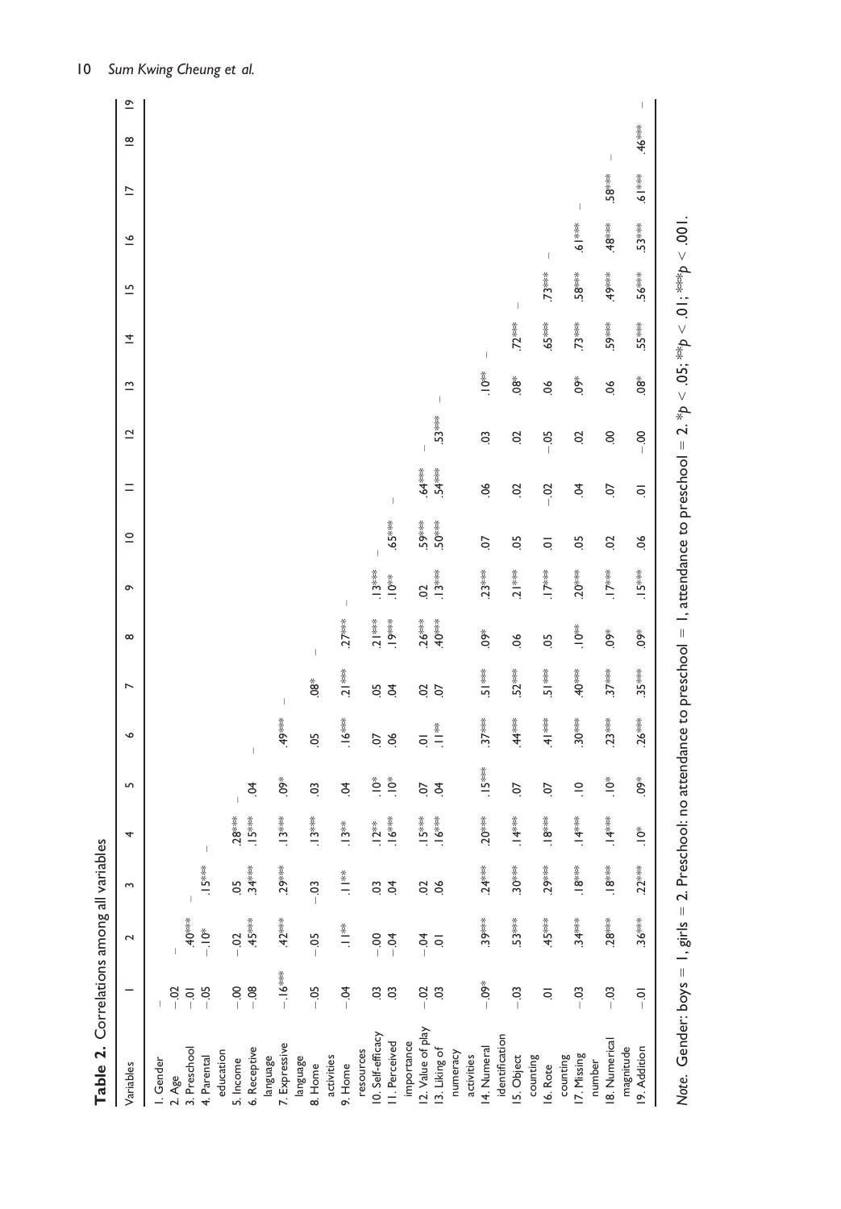**Table 2.** Correlations among all variables

| Variables | 1 | 2 | 3 | 4 | 5 | 6 | 7 | 8 | 9 | 10 | 11 | 12 | 13 | 14 | 15 | 16 | 17 | 18 | 19 |
|---|---|---|---|---|---|---|---|---|---|---|---|---|---|---|---|---|---|---|---|
| 1. Gender | – | | | | | | | | | | | | | | | | | | |
| 2. Age | −.02 | – | | | | | | | | | | | | | | | | | |
| 3. Preschool | −.01 | .40*** | – | | | | | | | | | | | | | | | | |
| 4. Parental education | −.05 | −.10* | .15*** | – | | | | | | | | | | | | | | | |
| 5. Income | −.00 | −.02 | .05 | .28*** | – | | | | | | | | | | | | | | |
| 6. Receptive language | −.08 | .45*** | .34*** | .15*** | .04 | – | | | | | | | | | | | | | |
| 7. Expressive language | −.16*** | .42*** | .29*** | .13*** | .09* | .49*** | – | | | | | | | | | | | | |
| 8. Home activities | −.05 | −.05 | −.03 | .13*** | .03 | .05 | .08* | – | | | | | | | | | | | |
| 9. Home resources | −.04 | .11** | .11** | .13** | .04 | .16*** | .21*** | .27*** | – | | | | | | | | | | |
| 10. Self-efficacy | .03 | −.00 | .03 | .12** | .10* | .07 | .05 | .21*** | .13*** | – | | | | | | | | | |
| 11. Perceived importance | .03 | −.04 | .04 | .16*** | .10* | .06 | .04 | .19*** | .10** | .65*** | – | | | | | | | | |
| 12. Value of play | −.02 | −.04 | .02 | .15*** | .07 | .01 | .02 | .26*** | .02 | .59*** | .64*** | – | | | | | | | |
| 13. Liking of numeracy activities | .03 | .01 | .06 | .16*** | .04 | .11** | .07 | .40*** | .13*** | .50*** | .54*** | .53*** | – | | | | | | |
| 14. Numeral identification | −.09* | .39*** | .24*** | .20*** | .15*** | .37*** | .51*** | .09* | .23*** | .07 | .06 | .03 | .10** | – | | | | | |
| 15. Object counting | −.03 | .53*** | .30*** | .14*** | .07 | .44*** | .52*** | .06 | .21*** | .05 | .02 | .02 | .08* | .72*** | – | | | | |
| 16. Rote counting | .01 | .45*** | .29*** | .18*** | .07 | .41*** | .51*** | .05 | .17*** | .01 | −.02 | −.05 | .06 | .65*** | .73*** | – | | | |
| 17. Missing number | −.03 | .34*** | .18*** | .14*** | .10 | .30*** | .40*** | .10** | .20*** | .05 | .04 | .02 | .09* | .73*** | .58*** | .61*** | – | | |
| 18. Numerical magnitude | −.03 | .28*** | .18*** | .14*** | .10* | .23*** | .37*** | .09* | .17*** | .02 | .07 | .00 | .06 | .59*** | .49*** | .48*** | .58*** | – | |
| 19. Addition | −.01 | .36*** | .22*** | .10* | .09* | .26*** | .35*** | .09* | .15*** | .06 | .01 | −.00 | .08* | .55*** | .56*** | .53*** | .61*** | .46*** | – |

*Note.* Gender: boys = 1, girls = 2. Preschool: no attendance to preschool = 1, attendance to preschool = 2. *$p < .05$; **$p < .01$; ***$p < .001$.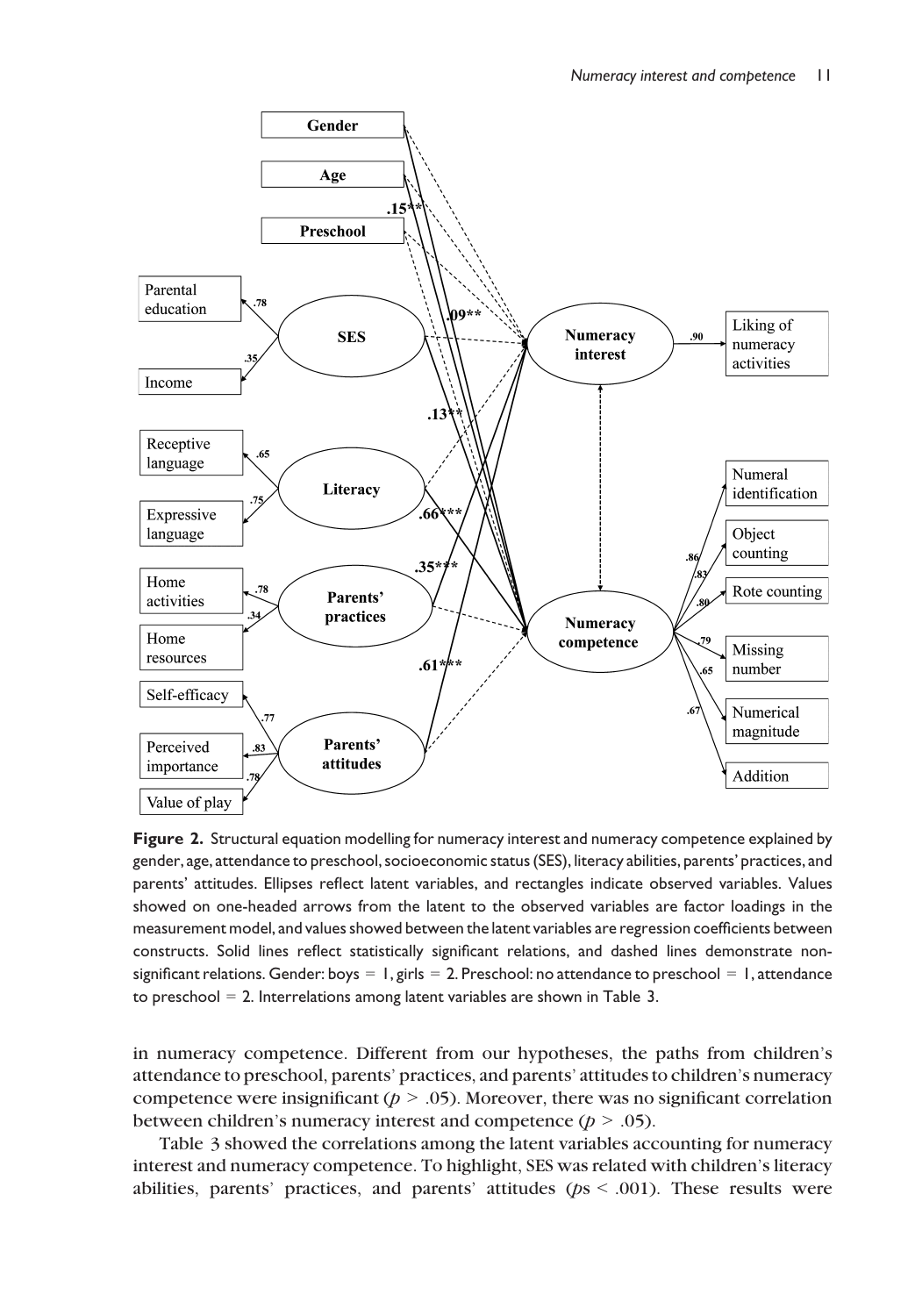**Figure 2.** Structural equation modelling for numeracy interest and numeracy competence explained by gender, age, attendance to preschool, socioeconomic status (SES), literacy abilities, parents' practices, and parents' attitudes. Ellipses reflect latent variables, and rectangles indicate observed variables. Values showed on one-headed arrows from the latent to the observed variables are factor loadings in the measurement model, and values showed between the latent variables are regression coefficients between constructs. Solid lines reflect statistically significant relations, and dashed lines demonstrate non-significant relations. Gender: boys = 1, girls = 2. Preschool: no attendance to preschool = 1, attendance to preschool = 2. Interrelations among latent variables are shown in Table 3.

in numeracy competence. Different from our hypotheses, the paths from children's attendance to preschool, parents' practices, and parents' attitudes to children's numeracy competence were insignificant ($p > .05$). Moreover, there was no significant correlation between children's numeracy interest and competence ($p > .05$).

Table 3 showed the correlations among the latent variables accounting for numeracy interest and numeracy competence. To highlight, SES was related with children's literacy abilities, parents' practices, and parents' attitudes ($p$s $< .001$). These results were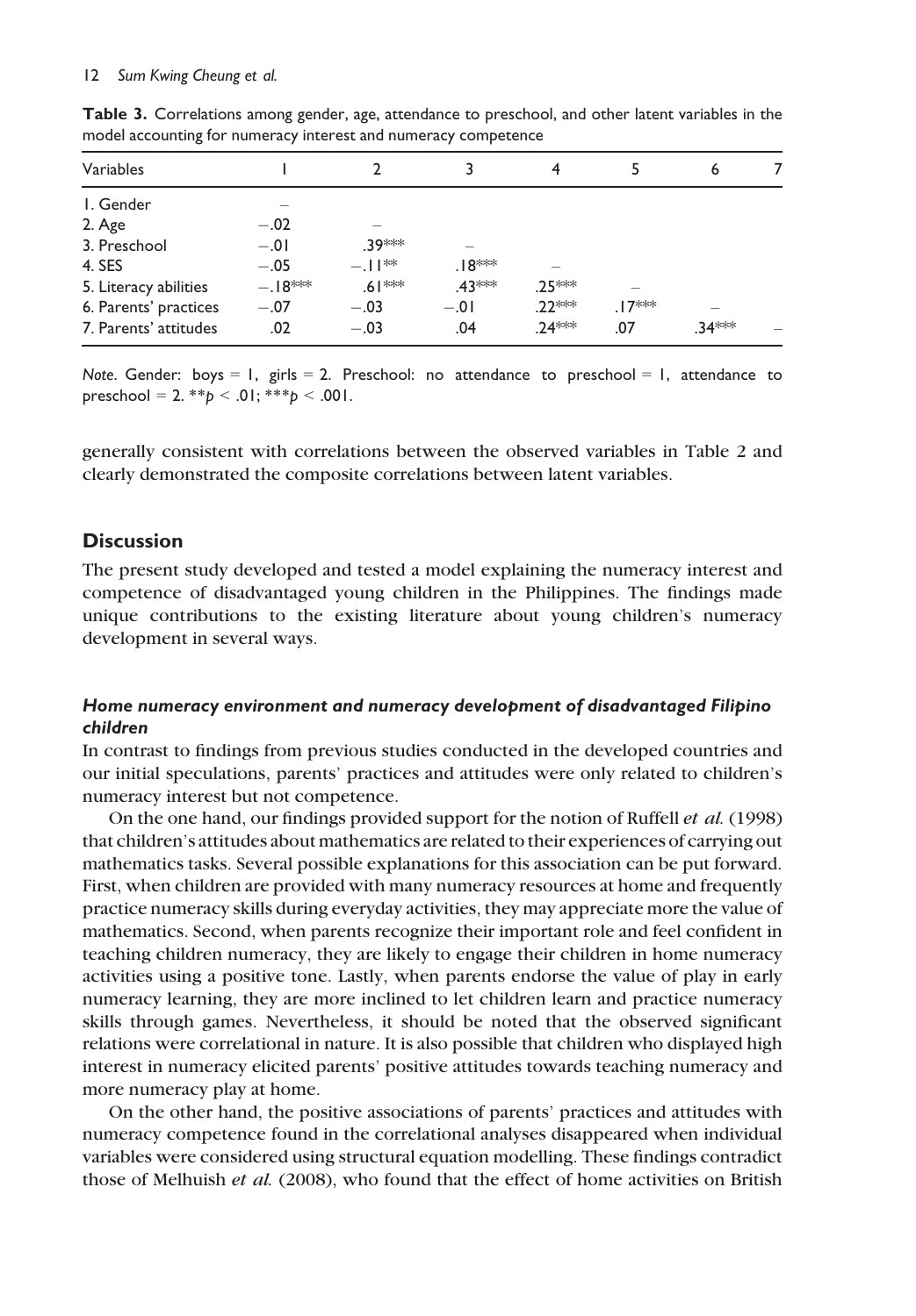**Table 3.** Correlations among gender, age, attendance to preschool, and other latent variables in the model accounting for numeracy interest and numeracy competence

| Variables | 1 | 2 | 3 | 4 | 5 | 6 | 7 |
|---|---|---|---|---|---|---|---|
| 1. Gender | – | | | | | | |
| 2. Age | −.02 | – | | | | | |
| 3. Preschool | −.01 | .39*** | – | | | | |
| 4. SES | −.05 | −.11** | .18*** | – | | | |
| 5. Literacy abilities | −.18*** | .61*** | .43*** | .25*** | – | | |
| 6. Parents' practices | −.07 | −.03 | −.01 | .22*** | .17*** | – | |
| 7. Parents' attitudes | .02 | −.03 | .04 | .24*** | .07 | .34*** | – |

*Note*. Gender: boys = 1, girls = 2. Preschool: no attendance to preschool = 1, attendance to preschool = 2. \*\*$p < .01$; \*\*\*$p < .001$.

generally consistent with correlations between the observed variables in Table 2 and clearly demonstrated the composite correlations between latent variables.

## Discussion

The present study developed and tested a model explaining the numeracy interest and competence of disadvantaged young children in the Philippines. The findings made unique contributions to the existing literature about young children's numeracy development in several ways.

### *Home numeracy environment and numeracy development of disadvantaged Filipino children*

In contrast to findings from previous studies conducted in the developed countries and our initial speculations, parents' practices and attitudes were only related to children's numeracy interest but not competence.

On the one hand, our findings provided support for the notion of Ruffell *et al.* (1998) that children's attitudes about mathematics are related to their experiences of carrying out mathematics tasks. Several possible explanations for this association can be put forward. First, when children are provided with many numeracy resources at home and frequently practice numeracy skills during everyday activities, they may appreciate more the value of mathematics. Second, when parents recognize their important role and feel confident in teaching children numeracy, they are likely to engage their children in home numeracy activities using a positive tone. Lastly, when parents endorse the value of play in early numeracy learning, they are more inclined to let children learn and practice numeracy skills through games. Nevertheless, it should be noted that the observed significant relations were correlational in nature. It is also possible that children who displayed high interest in numeracy elicited parents' positive attitudes towards teaching numeracy and more numeracy play at home.

On the other hand, the positive associations of parents' practices and attitudes with numeracy competence found in the correlational analyses disappeared when individual variables were considered using structural equation modelling. These findings contradict those of Melhuish *et al.* (2008), who found that the effect of home activities on British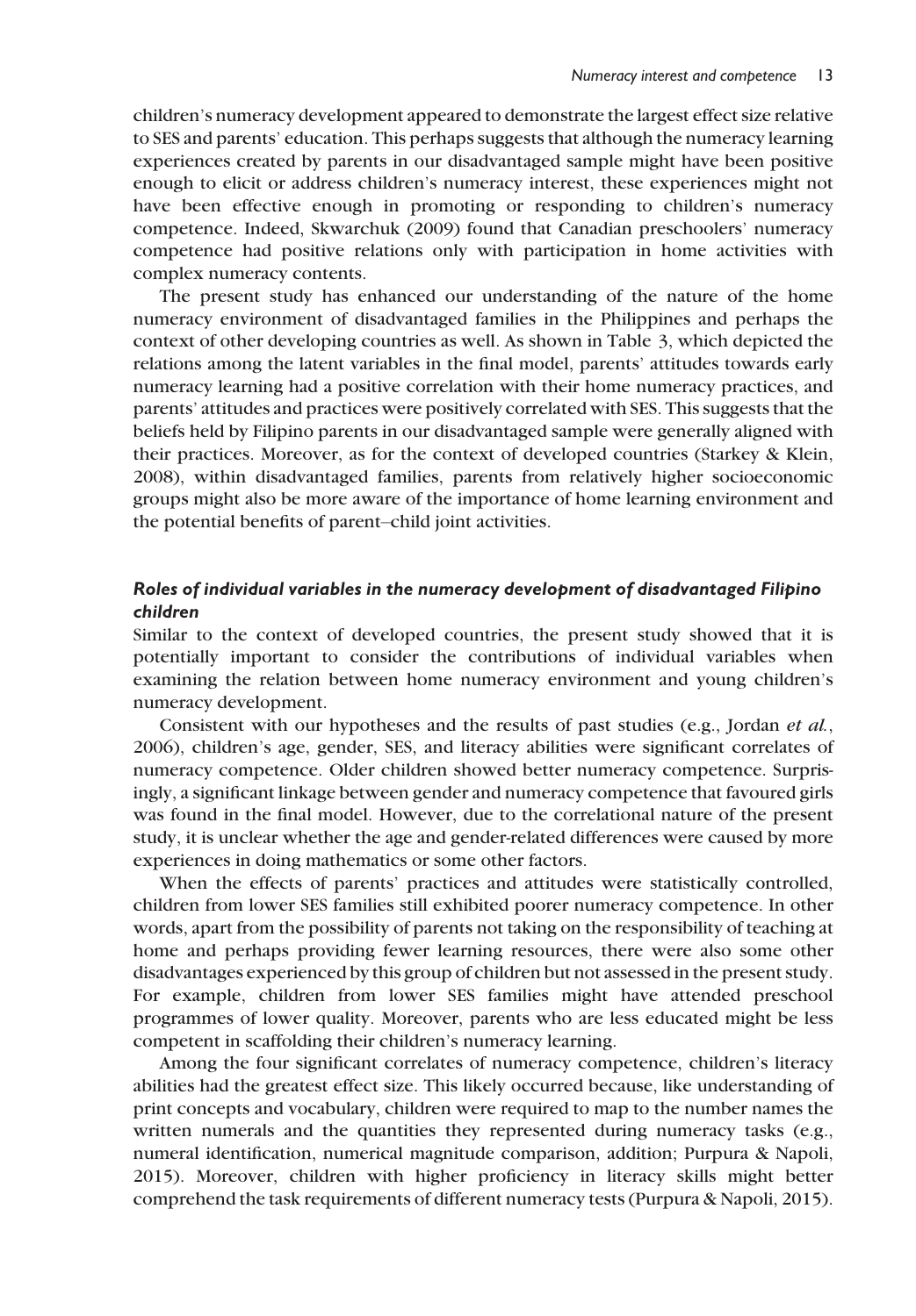children's numeracy development appeared to demonstrate the largest effect size relative to SES and parents' education. This perhaps suggests that although the numeracy learning experiences created by parents in our disadvantaged sample might have been positive enough to elicit or address children's numeracy interest, these experiences might not have been effective enough in promoting or responding to children's numeracy competence. Indeed, Skwarchuk (2009) found that Canadian preschoolers' numeracy competence had positive relations only with participation in home activities with complex numeracy contents.

The present study has enhanced our understanding of the nature of the home numeracy environment of disadvantaged families in the Philippines and perhaps the context of other developing countries as well. As shown in Table 3, which depicted the relations among the latent variables in the final model, parents' attitudes towards early numeracy learning had a positive correlation with their home numeracy practices, and parents' attitudes and practices were positively correlated with SES. This suggests that the beliefs held by Filipino parents in our disadvantaged sample were generally aligned with their practices. Moreover, as for the context of developed countries (Starkey & Klein, 2008), within disadvantaged families, parents from relatively higher socioeconomic groups might also be more aware of the importance of home learning environment and the potential benefits of parent–child joint activities.

### *Roles of individual variables in the numeracy development of disadvantaged Filipino children*

Similar to the context of developed countries, the present study showed that it is potentially important to consider the contributions of individual variables when examining the relation between home numeracy environment and young children's numeracy development.

Consistent with our hypotheses and the results of past studies (e.g., Jordan *et al.*, 2006), children's age, gender, SES, and literacy abilities were significant correlates of numeracy competence. Older children showed better numeracy competence. Surprisingly, a significant linkage between gender and numeracy competence that favoured girls was found in the final model. However, due to the correlational nature of the present study, it is unclear whether the age and gender-related differences were caused by more experiences in doing mathematics or some other factors.

When the effects of parents' practices and attitudes were statistically controlled, children from lower SES families still exhibited poorer numeracy competence. In other words, apart from the possibility of parents not taking on the responsibility of teaching at home and perhaps providing fewer learning resources, there were also some other disadvantages experienced by this group of children but not assessed in the present study. For example, children from lower SES families might have attended preschool programmes of lower quality. Moreover, parents who are less educated might be less competent in scaffolding their children's numeracy learning.

Among the four significant correlates of numeracy competence, children's literacy abilities had the greatest effect size. This likely occurred because, like understanding of print concepts and vocabulary, children were required to map to the number names the written numerals and the quantities they represented during numeracy tasks (e.g., numeral identification, numerical magnitude comparison, addition; Purpura & Napoli, 2015). Moreover, children with higher proficiency in literacy skills might better comprehend the task requirements of different numeracy tests (Purpura & Napoli, 2015).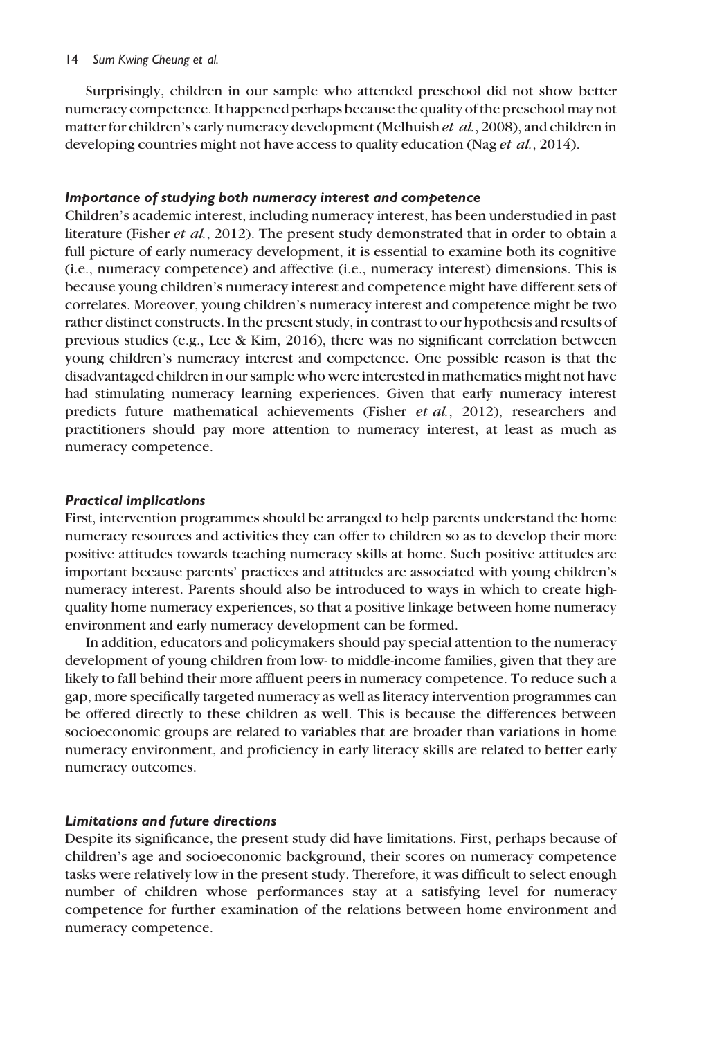Surprisingly, children in our sample who attended preschool did not show better numeracy competence. It happened perhaps because the quality of the preschool may not matter for children's early numeracy development (Melhuish *et al.*, 2008), and children in developing countries might not have access to quality education (Nag *et al.*, 2014).

### *Importance of studying both numeracy interest and competence*

Children's academic interest, including numeracy interest, has been understudied in past literature (Fisher *et al.*, 2012). The present study demonstrated that in order to obtain a full picture of early numeracy development, it is essential to examine both its cognitive (i.e., numeracy competence) and affective (i.e., numeracy interest) dimensions. This is because young children's numeracy interest and competence might have different sets of correlates. Moreover, young children's numeracy interest and competence might be two rather distinct constructs. In the present study, in contrast to our hypothesis and results of previous studies (e.g., Lee & Kim, 2016), there was no significant correlation between young children's numeracy interest and competence. One possible reason is that the disadvantaged children in our sample who were interested in mathematics might not have had stimulating numeracy learning experiences. Given that early numeracy interest predicts future mathematical achievements (Fisher *et al.*, 2012), researchers and practitioners should pay more attention to numeracy interest, at least as much as numeracy competence.

### *Practical implications*

First, intervention programmes should be arranged to help parents understand the home numeracy resources and activities they can offer to children so as to develop their more positive attitudes towards teaching numeracy skills at home. Such positive attitudes are important because parents' practices and attitudes are associated with young children's numeracy interest. Parents should also be introduced to ways in which to create high-quality home numeracy experiences, so that a positive linkage between home numeracy environment and early numeracy development can be formed.

In addition, educators and policymakers should pay special attention to the numeracy development of young children from low- to middle-income families, given that they are likely to fall behind their more affluent peers in numeracy competence. To reduce such a gap, more specifically targeted numeracy as well as literacy intervention programmes can be offered directly to these children as well. This is because the differences between socioeconomic groups are related to variables that are broader than variations in home numeracy environment, and proficiency in early literacy skills are related to better early numeracy outcomes.

### *Limitations and future directions*

Despite its significance, the present study did have limitations. First, perhaps because of children's age and socioeconomic background, their scores on numeracy competence tasks were relatively low in the present study. Therefore, it was difficult to select enough number of children whose performances stay at a satisfying level for numeracy competence for further examination of the relations between home environment and numeracy competence.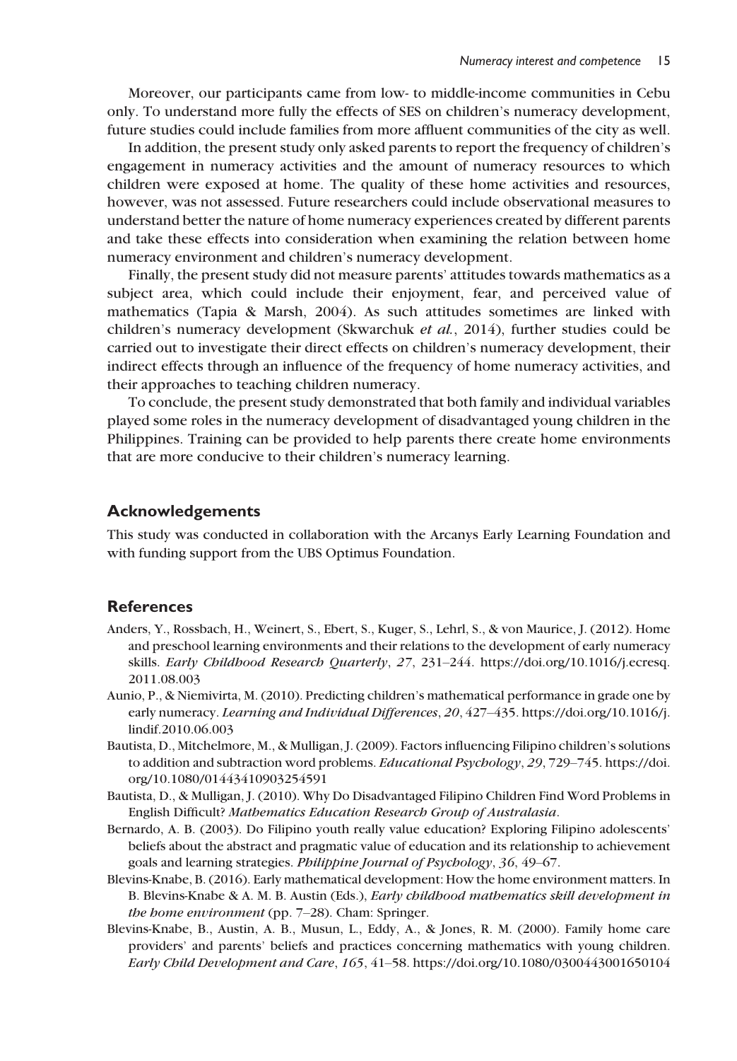Moreover, our participants came from low- to middle-income communities in Cebu only. To understand more fully the effects of SES on children's numeracy development, future studies could include families from more affluent communities of the city as well.

In addition, the present study only asked parents to report the frequency of children's engagement in numeracy activities and the amount of numeracy resources to which children were exposed at home. The quality of these home activities and resources, however, was not assessed. Future researchers could include observational measures to understand better the nature of home numeracy experiences created by different parents and take these effects into consideration when examining the relation between home numeracy environment and children's numeracy development.

Finally, the present study did not measure parents' attitudes towards mathematics as a subject area, which could include their enjoyment, fear, and perceived value of mathematics (Tapia & Marsh, 2004). As such attitudes sometimes are linked with children's numeracy development (Skwarchuk *et al.*, 2014), further studies could be carried out to investigate their direct effects on children's numeracy development, their indirect effects through an influence of the frequency of home numeracy activities, and their approaches to teaching children numeracy.

To conclude, the present study demonstrated that both family and individual variables played some roles in the numeracy development of disadvantaged young children in the Philippines. Training can be provided to help parents there create home environments that are more conducive to their children's numeracy learning.

## Acknowledgements

This study was conducted in collaboration with the Arcanys Early Learning Foundation and with funding support from the UBS Optimus Foundation.

## References

Anders, Y., Rossbach, H., Weinert, S., Ebert, S., Kuger, S., Lehrl, S., & von Maurice, J. (2012). Home and preschool learning environments and their relations to the development of early numeracy skills. *Early Childhood Research Quarterly*, *27*, 231–244. https://doi.org/10.1016/j.ecresq.2011.08.003

Aunio, P., & Niemivirta, M. (2010). Predicting children's mathematical performance in grade one by early numeracy. *Learning and Individual Differences*, *20*, 427–435. https://doi.org/10.1016/j.lindif.2010.06.003

Bautista, D., Mitchelmore, M., & Mulligan, J. (2009). Factors influencing Filipino children's solutions to addition and subtraction word problems. *Educational Psychology*, *29*, 729–745. https://doi.org/10.1080/01443410903254591

Bautista, D., & Mulligan, J. (2010). Why Do Disadvantaged Filipino Children Find Word Problems in English Difficult? *Mathematics Education Research Group of Australasia*.

Bernardo, A. B. (2003). Do Filipino youth really value education? Exploring Filipino adolescents' beliefs about the abstract and pragmatic value of education and its relationship to achievement goals and learning strategies. *Philippine Journal of Psychology*, *36*, 49–67.

Blevins-Knabe, B. (2016). Early mathematical development: How the home environment matters. In B. Blevins-Knabe & A. M. B. Austin (Eds.), *Early childhood mathematics skill development in the home environment* (pp. 7–28). Cham: Springer.

Blevins-Knabe, B., Austin, A. B., Musun, L., Eddy, A., & Jones, R. M. (2000). Family home care providers' and parents' beliefs and practices concerning mathematics with young children. *Early Child Development and Care*, *165*, 41–58. https://doi.org/10.1080/0300443001650104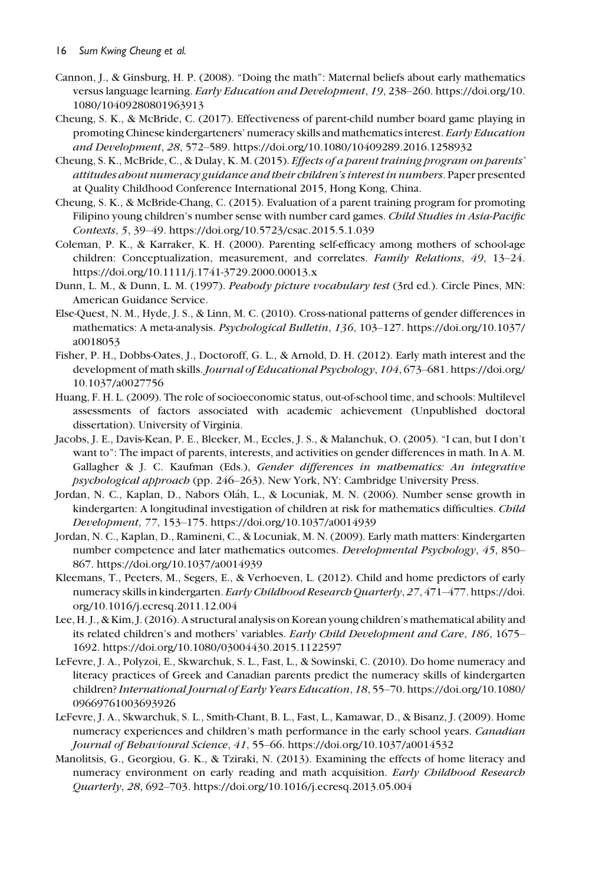Cannon, J., & Ginsburg, H. P. (2008). "Doing the math": Maternal beliefs about early mathematics versus language learning. *Early Education and Development*, *19*, 238–260. https://doi.org/10.1080/10409280801963913

Cheung, S. K., & McBride, C. (2017). Effectiveness of parent-child number board game playing in promoting Chinese kindergarteners' numeracy skills and mathematics interest. *Early Education and Development*, *28*, 572–589. https://doi.org/10.1080/10409289.2016.1258932

Cheung, S. K., McBride, C., & Dulay, K. M. (2015). *Effects of a parent training program on parents' attitudes about numeracy guidance and their children's interest in numbers*. Paper presented at Quality Childhood Conference International 2015, Hong Kong, China.

Cheung, S. K., & McBride-Chang, C. (2015). Evaluation of a parent training program for promoting Filipino young children's number sense with number card games. *Child Studies in Asia-Pacific Contexts*, *5*, 39–49. https://doi.org/10.5723/csac.2015.5.1.039

Coleman, P. K., & Karraker, K. H. (2000). Parenting self-efficacy among mothers of school-age children: Conceptualization, measurement, and correlates. *Family Relations*, *49*, 13–24. https://doi.org/10.1111/j.1741-3729.2000.00013.x

Dunn, L. M., & Dunn, L. M. (1997). *Peabody picture vocabulary test* (3rd ed.). Circle Pines, MN: American Guidance Service.

Else-Quest, N. M., Hyde, J. S., & Linn, M. C. (2010). Cross-national patterns of gender differences in mathematics: A meta-analysis. *Psychological Bulletin*, *136*, 103–127. https://doi.org/10.1037/a0018053

Fisher, P. H., Dobbs-Oates, J., Doctoroff, G. L., & Arnold, D. H. (2012). Early math interest and the development of math skills. *Journal of Educational Psychology*, *104*, 673–681. https://doi.org/10.1037/a0027756

Huang, F. H. L. (2009). The role of socioeconomic status, out-of-school time, and schools: Multilevel assessments of factors associated with academic achievement (Unpublished doctoral dissertation). University of Virginia.

Jacobs, J. E., Davis-Kean, P. E., Bleeker, M., Eccles, J. S., & Malanchuk, O. (2005). "I can, but I don't want to": The impact of parents, interests, and activities on gender differences in math. In A. M. Gallagher & J. C. Kaufman (Eds.), *Gender differences in mathematics: An integrative psychological approach* (pp. 246–263). New York, NY: Cambridge University Press.

Jordan, N. C., Kaplan, D., Nabors Oláh, L., & Locuniak, M. N. (2006). Number sense growth in kindergarten: A longitudinal investigation of children at risk for mathematics difficulties. *Child Development*, *77*, 153–175. https://doi.org/10.1037/a0014939

Jordan, N. C., Kaplan, D., Ramineni, C., & Locuniak, M. N. (2009). Early math matters: Kindergarten number competence and later mathematics outcomes. *Developmental Psychology*, *45*, 850–867. https://doi.org/10.1037/a0014939

Kleemans, T., Peeters, M., Segers, E., & Verhoeven, L. (2012). Child and home predictors of early numeracy skills in kindergarten. *Early Childhood Research Quarterly*, *27*, 471–477. https://doi.org/10.1016/j.ecresq.2011.12.004

Lee, H. J., & Kim, J. (2016). A structural analysis on Korean young children's mathematical ability and its related children's and mothers' variables. *Early Child Development and Care*, *186*, 1675–1692. https://doi.org/10.1080/03004430.2015.1122597

LeFevre, J. A., Polyzoi, E., Skwarchuk, S. L., Fast, L., & Sowinski, C. (2010). Do home numeracy and literacy practices of Greek and Canadian parents predict the numeracy skills of kindergarten children? *International Journal of Early Years Education*, *18*, 55–70. https://doi.org/10.1080/09669761003693926

LeFevre, J. A., Skwarchuk, S. L., Smith-Chant, B. L., Fast, L., Kamawar, D., & Bisanz, J. (2009). Home numeracy experiences and children's math performance in the early school years. *Canadian Journal of Behavioural Science*, *41*, 55–66. https://doi.org/10.1037/a0014532

Manolitsis, G., Georgiou, G. K., & Tziraki, N. (2013). Examining the effects of home literacy and numeracy environment on early reading and math acquisition. *Early Childhood Research Quarterly*, *28*, 692–703. https://doi.org/10.1016/j.ecresq.2013.05.004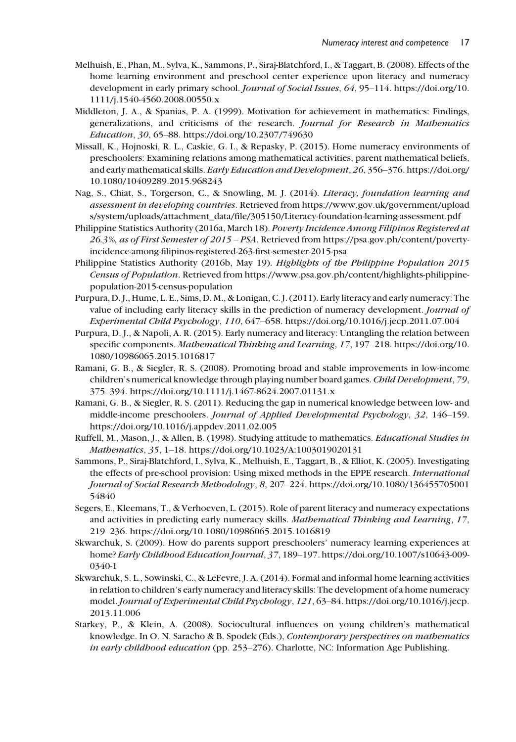Melhuish, E., Phan, M., Sylva, K., Sammons, P., Siraj-Blatchford, I., & Taggart, B. (2008). Effects of the home learning environment and preschool center experience upon literacy and numeracy development in early primary school. *Journal of Social Issues*, *64*, 95–114. https://doi.org/10.1111/j.1540-4560.2008.00550.x

Middleton, J. A., & Spanias, P. A. (1999). Motivation for achievement in mathematics: Findings, generalizations, and criticisms of the research. *Journal for Research in Mathematics Education*, *30*, 65–88. https://doi.org/10.2307/749630

Missall, K., Hojnoski, R. L., Caskie, G. I., & Repasky, P. (2015). Home numeracy environments of preschoolers: Examining relations among mathematical activities, parent mathematical beliefs, and early mathematical skills. *Early Education and Development*, *26*, 356–376. https://doi.org/10.1080/10409289.2015.968243

Nag, S., Chiat, S., Torgerson, C., & Snowling, M. J. (2014). *Literacy, foundation learning and assessment in developing countries*. Retrieved from https://www.gov.uk/government/uploads/system/uploads/attachment_data/file/305150/Literacy-foundation-learning-assessment.pdf

Philippine Statistics Authority (2016a, March 18). *Poverty Incidence Among Filipinos Registered at 26.3%, as of First Semester of 2015 – PSA*. Retrieved from https://psa.gov.ph/content/poverty-incidence-among-filipinos-registered-263-first-semester-2015-psa

Philippine Statistics Authority (2016b, May 19). *Highlights of the Philippine Population 2015 Census of Population*. Retrieved from https://www.psa.gov.ph/content/highlights-philippine-population-2015-census-population

Purpura, D. J., Hume, L. E., Sims, D. M., & Lonigan, C. J. (2011). Early literacy and early numeracy: The value of including early literacy skills in the prediction of numeracy development. *Journal of Experimental Child Psychology*, *110*, 647–658. https://doi.org/10.1016/j.jecp.2011.07.004

Purpura, D. J., & Napoli, A. R. (2015). Early numeracy and literacy: Untangling the relation between specific components. *Mathematical Thinking and Learning*, *17*, 197–218. https://doi.org/10.1080/10986065.2015.1016817

Ramani, G. B., & Siegler, R. S. (2008). Promoting broad and stable improvements in low-income children's numerical knowledge through playing number board games. *Child Development*, *79*, 375–394. https://doi.org/10.1111/j.1467-8624.2007.01131.x

Ramani, G. B., & Siegler, R. S. (2011). Reducing the gap in numerical knowledge between low- and middle-income preschoolers. *Journal of Applied Developmental Psychology*, *32*, 146–159. https://doi.org/10.1016/j.appdev.2011.02.005

Ruffell, M., Mason, J., & Allen, B. (1998). Studying attitude to mathematics. *Educational Studies in Mathematics*, *35*, 1–18. https://doi.org/10.1023/A:1003019020131

Sammons, P., Siraj-Blatchford, I., Sylva, K., Melhuish, E., Taggart, B., & Elliot, K. (2005). Investigating the effects of pre-school provision: Using mixed methods in the EPPE research. *International Journal of Social Research Methodology*, *8*, 207–224. https://doi.org/10.1080/13645570500154840

Segers, E., Kleemans, T., & Verhoeven, L. (2015). Role of parent literacy and numeracy expectations and activities in predicting early numeracy skills. *Mathematical Thinking and Learning*, *17*, 219–236. https://doi.org/10.1080/10986065.2015.1016819

Skwarchuk, S. (2009). How do parents support preschoolers' numeracy learning experiences at home? *Early Childhood Education Journal*, *37*, 189–197. https://doi.org/10.1007/s10643-009-0340-1

Skwarchuk, S. L., Sowinski, C., & LeFevre, J. A. (2014). Formal and informal home learning activities in relation to children's early numeracy and literacy skills: The development of a home numeracy model. *Journal of Experimental Child Psychology*, *121*, 63–84. https://doi.org/10.1016/j.jecp.2013.11.006

Starkey, P., & Klein, A. (2008). Sociocultural influences on young children's mathematical knowledge. In O. N. Saracho & B. Spodek (Eds.), *Contemporary perspectives on mathematics in early childhood education* (pp. 253–276). Charlotte, NC: Information Age Publishing.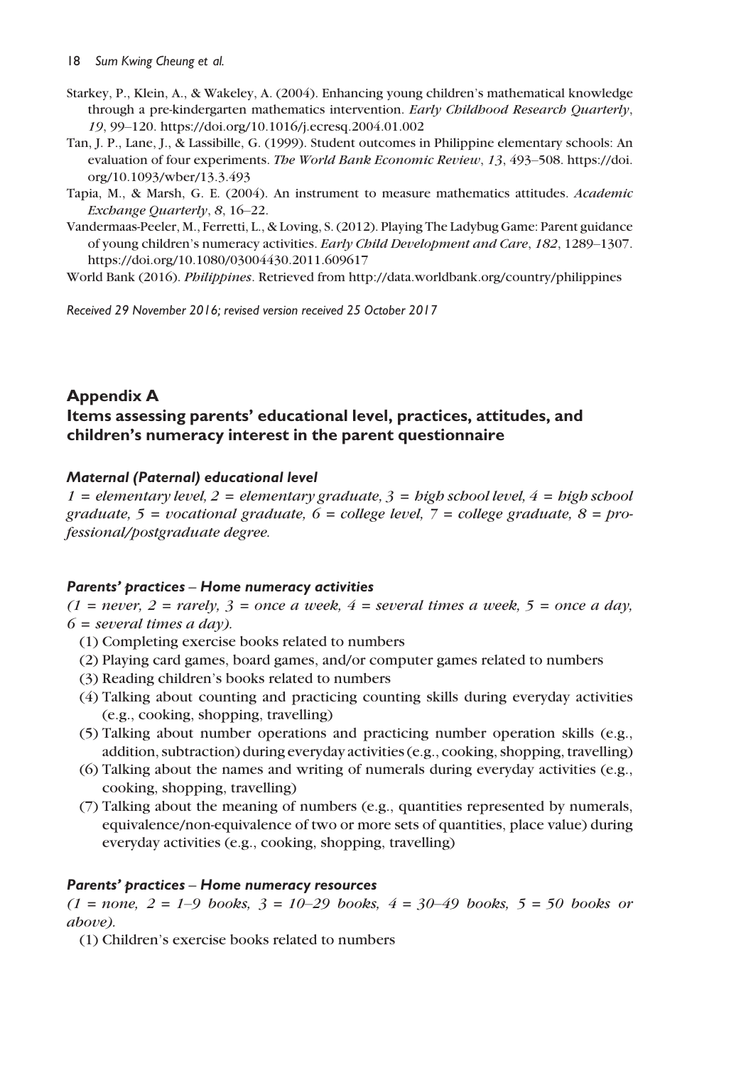Starkey, P., Klein, A., & Wakeley, A. (2004). Enhancing young children's mathematical knowledge through a pre-kindergarten mathematics intervention. *Early Childhood Research Quarterly*, *19*, 99–120. https://doi.org/10.1016/j.ecresq.2004.01.002

Tan, J. P., Lane, J., & Lassibille, G. (1999). Student outcomes in Philippine elementary schools: An evaluation of four experiments. *The World Bank Economic Review*, *13*, 493–508. https://doi.org/10.1093/wber/13.3.493

Tapia, M., & Marsh, G. E. (2004). An instrument to measure mathematics attitudes. *Academic Exchange Quarterly*, *8*, 16–22.

Vandermaas-Peeler, M., Ferretti, L., & Loving, S. (2012). Playing The Ladybug Game: Parent guidance of young children's numeracy activities. *Early Child Development and Care*, *182*, 1289–1307. https://doi.org/10.1080/03004430.2011.609617

World Bank (2016). *Philippines*. Retrieved from http://data.worldbank.org/country/philippines

*Received 29 November 2016; revised version received 25 October 2017*

## Appendix A

## Items assessing parents' educational level, practices, attitudes, and children's numeracy interest in the parent questionnaire

### *Maternal (Paternal) educational level*

*1 = elementary level, 2 = elementary graduate, 3 = high school level, 4 = high school graduate, 5 = vocational graduate, 6 = college level, 7 = college graduate, 8 = professional/postgraduate degree.*

### *Parents' practices – Home numeracy activities*

*(1 = never, 2 = rarely, 3 = once a week, 4 = several times a week, 5 = once a day, 6 = several times a day).*

(1) Completing exercise books related to numbers
(2) Playing card games, board games, and/or computer games related to numbers
(3) Reading children's books related to numbers
(4) Talking about counting and practicing counting skills during everyday activities (e.g., cooking, shopping, travelling)
(5) Talking about number operations and practicing number operation skills (e.g., addition, subtraction) during everyday activities (e.g., cooking, shopping, travelling)
(6) Talking about the names and writing of numerals during everyday activities (e.g., cooking, shopping, travelling)
(7) Talking about the meaning of numbers (e.g., quantities represented by numerals, equivalence/non-equivalence of two or more sets of quantities, place value) during everyday activities (e.g., cooking, shopping, travelling)

### *Parents' practices – Home numeracy resources*

*(1 = none, 2 = 1–9 books, 3 = 10–29 books, 4 = 30–49 books, 5 = 50 books or above).*

(1) Children's exercise books related to numbers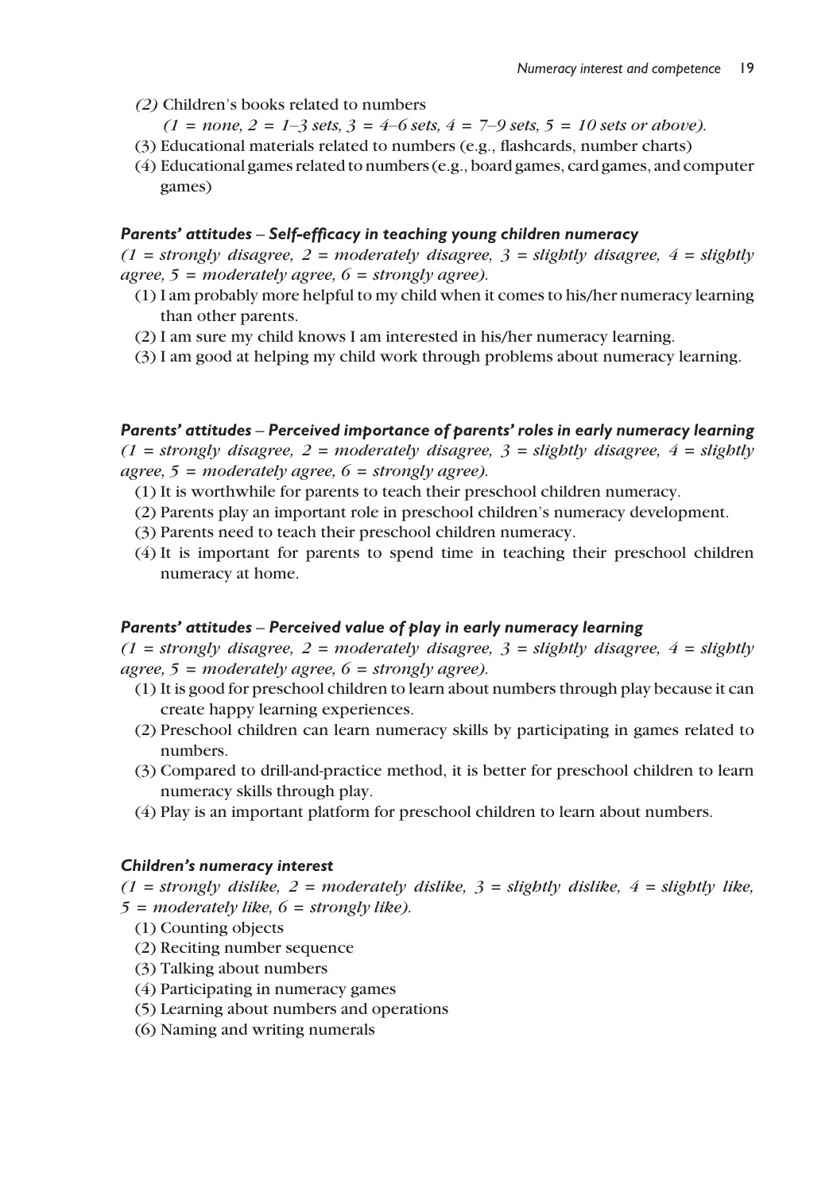*(2)* Children's books related to numbers

*(1 = none, 2 = 1–3 sets, 3 = 4–6 sets, 4 = 7–9 sets, 5 = 10 sets or above).*

(3) Educational materials related to numbers (e.g., flashcards, number charts)

(4) Educational games related to numbers (e.g., board games, card games, and computer games)

***Parents' attitudes – Self-efficacy in teaching young children numeracy***

*(1 = strongly disagree, 2 = moderately disagree, 3 = slightly disagree, 4 = slightly agree, 5 = moderately agree, 6 = strongly agree).*

(1) I am probably more helpful to my child when it comes to his/her numeracy learning than other parents.

(2) I am sure my child knows I am interested in his/her numeracy learning.

(3) I am good at helping my child work through problems about numeracy learning.

***Parents' attitudes – Perceived importance of parents' roles in early numeracy learning***

*(1 = strongly disagree, 2 = moderately disagree, 3 = slightly disagree, 4 = slightly agree, 5 = moderately agree, 6 = strongly agree).*

(1) It is worthwhile for parents to teach their preschool children numeracy.

(2) Parents play an important role in preschool children's numeracy development.

(3) Parents need to teach their preschool children numeracy.

(4) It is important for parents to spend time in teaching their preschool children numeracy at home.

***Parents' attitudes – Perceived value of play in early numeracy learning***

*(1 = strongly disagree, 2 = moderately disagree, 3 = slightly disagree, 4 = slightly agree, 5 = moderately agree, 6 = strongly agree).*

(1) It is good for preschool children to learn about numbers through play because it can create happy learning experiences.

(2) Preschool children can learn numeracy skills by participating in games related to numbers.

(3) Compared to drill-and-practice method, it is better for preschool children to learn numeracy skills through play.

(4) Play is an important platform for preschool children to learn about numbers.

***Children's numeracy interest***

*(1 = strongly dislike, 2 = moderately dislike, 3 = slightly dislike, 4 = slightly like, 5 = moderately like, 6 = strongly like).*

(1) Counting objects

(2) Reciting number sequence

(3) Talking about numbers

(4) Participating in numeracy games

(5) Learning about numbers and operations

(6) Naming and writing numerals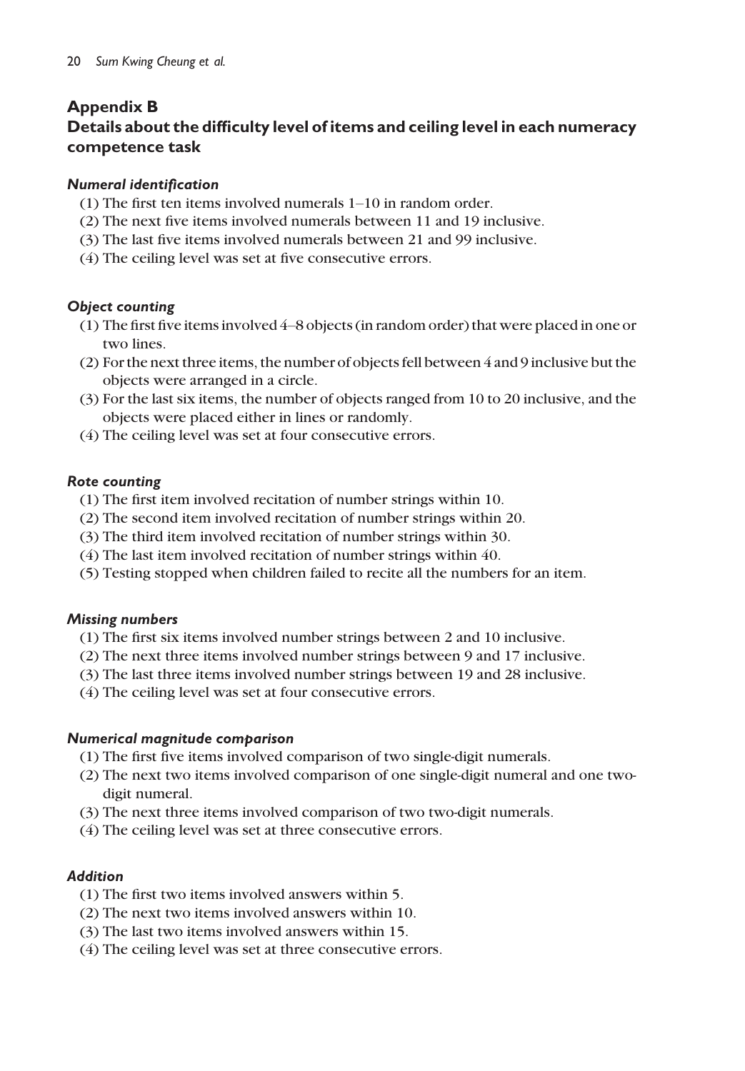## Appendix B

### Details about the difficulty level of items and ceiling level in each numeracy competence task

#### *Numeral identification*

(1) The first ten items involved numerals 1–10 in random order.
(2) The next five items involved numerals between 11 and 19 inclusive.
(3) The last five items involved numerals between 21 and 99 inclusive.
(4) The ceiling level was set at five consecutive errors.

#### *Object counting*

(1) The first five items involved 4–8 objects (in random order) that were placed in one or two lines.
(2) For the next three items, the number of objects fell between 4 and 9 inclusive but the objects were arranged in a circle.
(3) For the last six items, the number of objects ranged from 10 to 20 inclusive, and the objects were placed either in lines or randomly.
(4) The ceiling level was set at four consecutive errors.

#### *Rote counting*

(1) The first item involved recitation of number strings within 10.
(2) The second item involved recitation of number strings within 20.
(3) The third item involved recitation of number strings within 30.
(4) The last item involved recitation of number strings within 40.
(5) Testing stopped when children failed to recite all the numbers for an item.

#### *Missing numbers*

(1) The first six items involved number strings between 2 and 10 inclusive.
(2) The next three items involved number strings between 9 and 17 inclusive.
(3) The last three items involved number strings between 19 and 28 inclusive.
(4) The ceiling level was set at four consecutive errors.

#### *Numerical magnitude comparison*

(1) The first five items involved comparison of two single-digit numerals.
(2) The next two items involved comparison of one single-digit numeral and one two-digit numeral.
(3) The next three items involved comparison of two two-digit numerals.
(4) The ceiling level was set at three consecutive errors.

#### *Addition*

(1) The first two items involved answers within 5.
(2) The next two items involved answers within 10.
(3) The last two items involved answers within 15.
(4) The ceiling level was set at three consecutive errors.